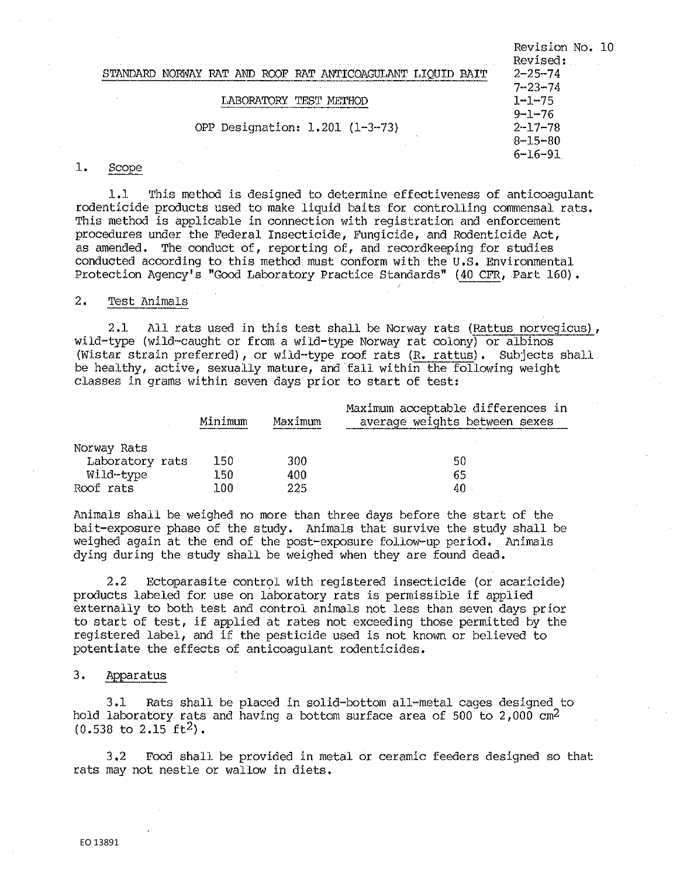Revision No. 10
Revised:
2-25-74
7-23-74
1-1-75
9-1-76
2-17-78
8-15-80
6-16-91

STANDARD NORWAY RAT AND ROOF RAT ANTICOAGULANT LIQUID BAIT

LABORATORY TEST METHOD

OPP Designation: 1.201 (1-3-73)

## 1. Scope

1.1 This method is designed to determine effectiveness of anticoagulant rodenticide products used to make liquid baits for controlling commensal rats. This method is applicable in connection with registration and enforcement procedures under the Federal Insecticide, Fungicide, and Rodenticide Act, as amended. The conduct of, reporting of, and recordkeeping for studies conducted according to this method must conform with the U.S. Environmental Protection Agency's "Good Laboratory Practice Standards" (40 CFR, Part 160).

## 2. Test Animals

2.1 All rats used in this test shall be Norway rats (*Rattus norvegicus*), wild-type (wild-caught or from a wild-type Norway rat colony) or albinos (Wistar strain preferred), or wild-type roof rats (*R. rattus*). Subjects shall be healthy, active, sexually mature, and fall within the following weight classes in grams within seven days prior to start of test:

| | Minimum | Maximum | Maximum acceptable differences in average weights between sexes |
|---|---|---|---|
| Norway Rats | | | |
| Laboratory rats | 150 | 300 | 50 |
| Wild-type | 150 | 400 | 65 |
| Roof rats | 100 | 225 | 40 |

Animals shall be weighed no more than three days before the start of the bait-exposure phase of the study. Animals that survive the study shall be weighed again at the end of the post-exposure follow-up period. Animals dying during the study shall be weighed when they are found dead.

2.2 Ectoparasite control with registered insecticide (or acaricide) products labeled for use on laboratory rats is permissible if applied externally to both test and control animals not less than seven days prior to start of test, if applied at rates not exceeding those permitted by the registered label, and if the pesticide used is not known or believed to potentiate the effects of anticoagulant rodenticides.

## 3. Apparatus

3.1 Rats shall be placed in solid-bottom all-metal cages designed to hold laboratory rats and having a bottom surface area of 500 to 2,000 $cm^2$ (0.538 to 2.15 $ft^2$).

3.2 Food shall be provided in metal or ceramic feeders designed so that rats may not nestle or wallow in diets.

EO 13891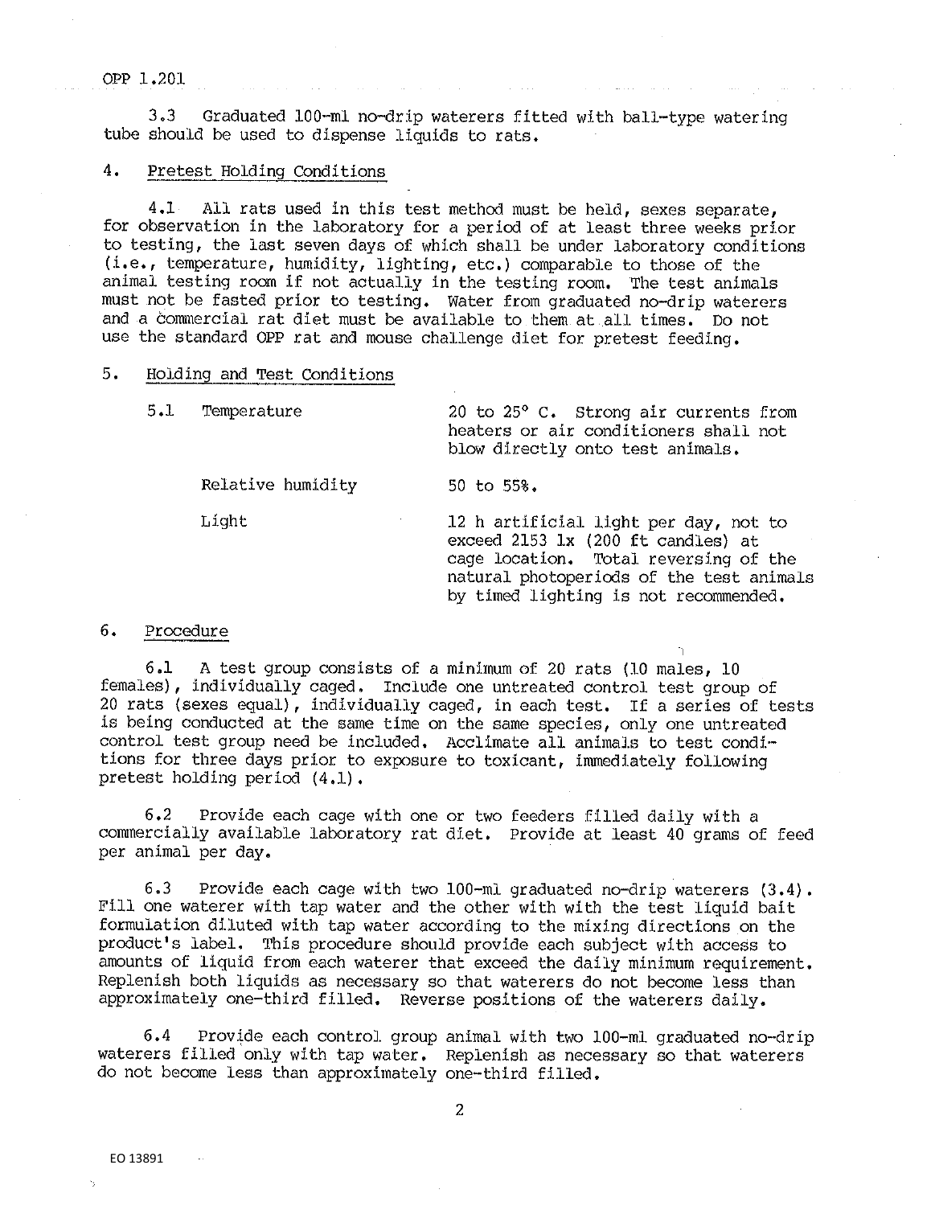3.3 Graduated 100-ml no-drip waterers fitted with ball-type watering tube should be used to dispense liquids to rats.

## 4. Pretest Holding Conditions

4.1 All rats used in this test method must be held, sexes separate, for observation in the laboratory for a period of at least three weeks prior to testing, the last seven days of which shall be under laboratory conditions (i.e., temperature, humidity, lighting, etc.) comparable to those of the animal testing room if not actually in the testing room. The test animals must not be fasted prior to testing. Water from graduated no-drip waterers and a commercial rat diet must be available to them at all times. Do not use the standard OPP rat and mouse challenge diet for pretest feeding.

## 5. Holding and Test Conditions

| | |
|---|---|
| 5.1 Temperature | 20 to 25° C. Strong air currents from heaters or air conditioners shall not blow directly onto test animals. |
| Relative humidity | 50 to 55%. |
| Light | 12 h artificial light per day, not to exceed 2153 lx (200 ft candles) at cage location. Total reversing of the natural photoperiods of the test animals by timed lighting is not recommended. |

## 6. Procedure

6.1 A test group consists of a minimum of 20 rats (10 males, 10 females), individually caged. Include one untreated control test group of 20 rats (sexes equal), individually caged, in each test. If a series of tests is being conducted at the same time on the same species, only one untreated control test group need be included. Acclimate all animals to test conditions for three days prior to exposure to toxicant, immediately following pretest holding period (4.1).

6.2 Provide each cage with one or two feeders filled daily with a commercially available laboratory rat diet. Provide at least 40 grams of feed per animal per day.

6.3 Provide each cage with two 100-ml graduated no-drip waterers (3.4). Fill one waterer with tap water and the other with with the test liquid bait formulation diluted with tap water according to the mixing directions on the product's label. This procedure should provide each subject with access to amounts of liquid from each waterer that exceed the daily minimum requirement. Replenish both liquids as necessary so that waterers do not become less than approximately one-third filled. Reverse positions of the waterers daily.

6.4 Provide each control group animal with two 100-ml graduated no-drip waterers filled only with tap water. Replenish as necessary so that waterers do not become less than approximately one-third filled.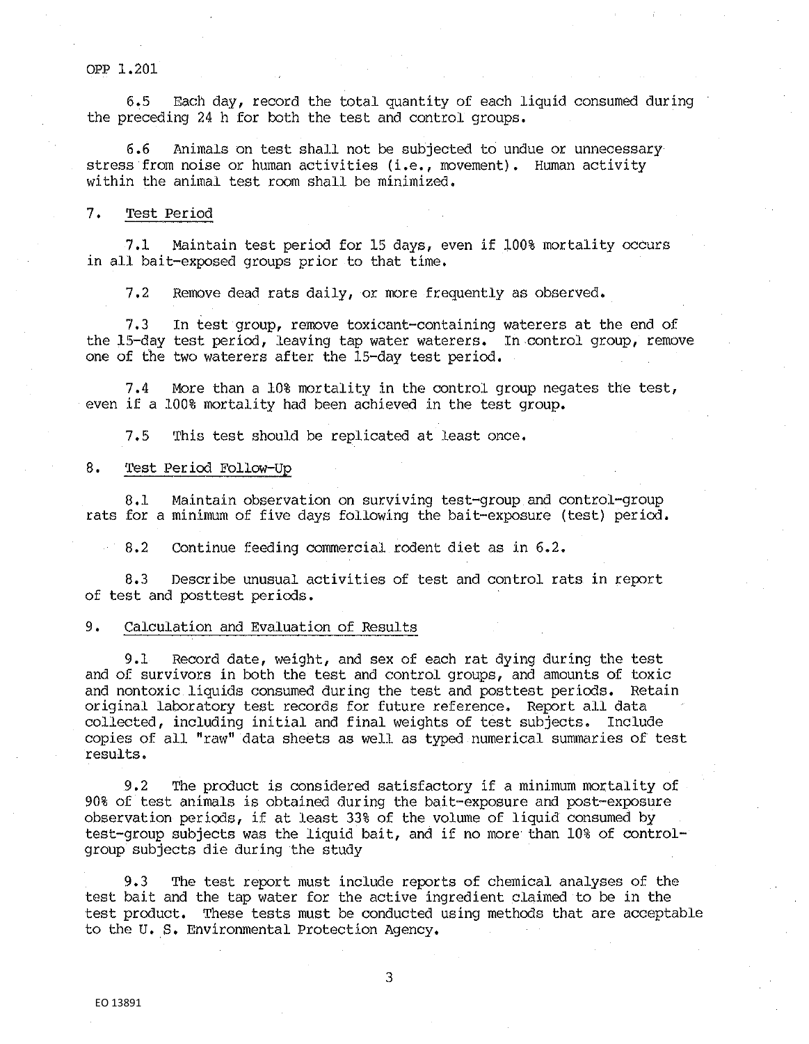6.5 Each day, record the total quantity of each liquid consumed during the preceding 24 h for both the test and control groups.

6.6 Animals on test shall not be subjected to undue or unnecessary stress from noise or human activities (i.e., movement). Human activity within the animal test room shall be minimized.

## 7. Test Period

7.1 Maintain test period for 15 days, even if 100% mortality occurs in all bait-exposed groups prior to that time.

7.2 Remove dead rats daily, or more frequently as observed.

7.3 In test group, remove toxicant-containing waterers at the end of the 15-day test period, leaving tap water waterers. In control group, remove one of the two waterers after the 15-day test period.

7.4 More than a 10% mortality in the control group negates the test, even if a 100% mortality had been achieved in the test group.

7.5 This test should be replicated at least once.

## 8. Test Period Follow-Up

8.1 Maintain observation on surviving test-group and control-group rats for a minimum of five days following the bait-exposure (test) period.

8.2 Continue feeding commercial rodent diet as in 6.2.

8.3 Describe unusual activities of test and control rats in report of test and posttest periods.

## 9. Calculation and Evaluation of Results

9.1 Record date, weight, and sex of each rat dying during the test and of survivors in both the test and control groups, and amounts of toxic and nontoxic liquids consumed during the test and posttest periods. Retain original laboratory test records for future reference. Report all data collected, including initial and final weights of test subjects. Include copies of all "raw" data sheets as well as typed numerical summaries of test results.

9.2 The product is considered satisfactory if a minimum mortality of 90% of test animals is obtained during the bait-exposure and post-exposure observation periods, if at least 33% of the volume of liquid consumed by test-group subjects was the liquid bait, and if no more than 10% of control-group subjects die during the study

9.3 The test report must include reports of chemical analyses of the test bait and the tap water for the active ingredient claimed to be in the test product. These tests must be conducted using methods that are acceptable to the U. S. Environmental Protection Agency.